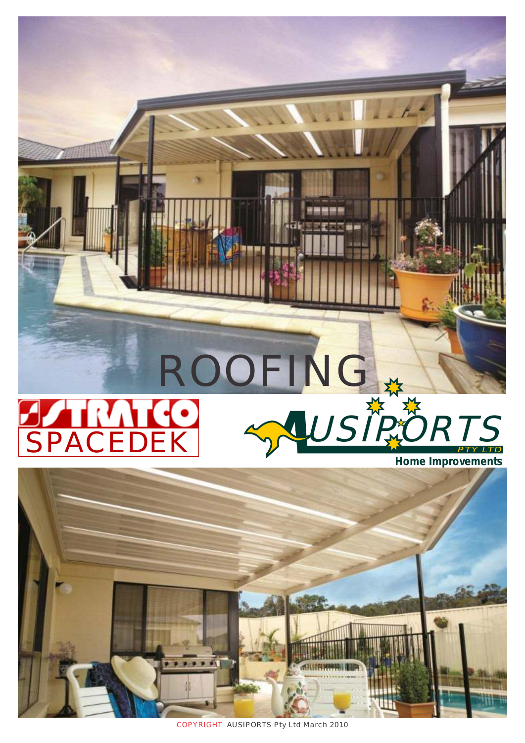# ROOFING

STRATCO SPACEDEK

AUSIPORTS PTY LTD

**Home Improvements**

COPYRIGHT AUSIPORTS Pty Ltd March 2010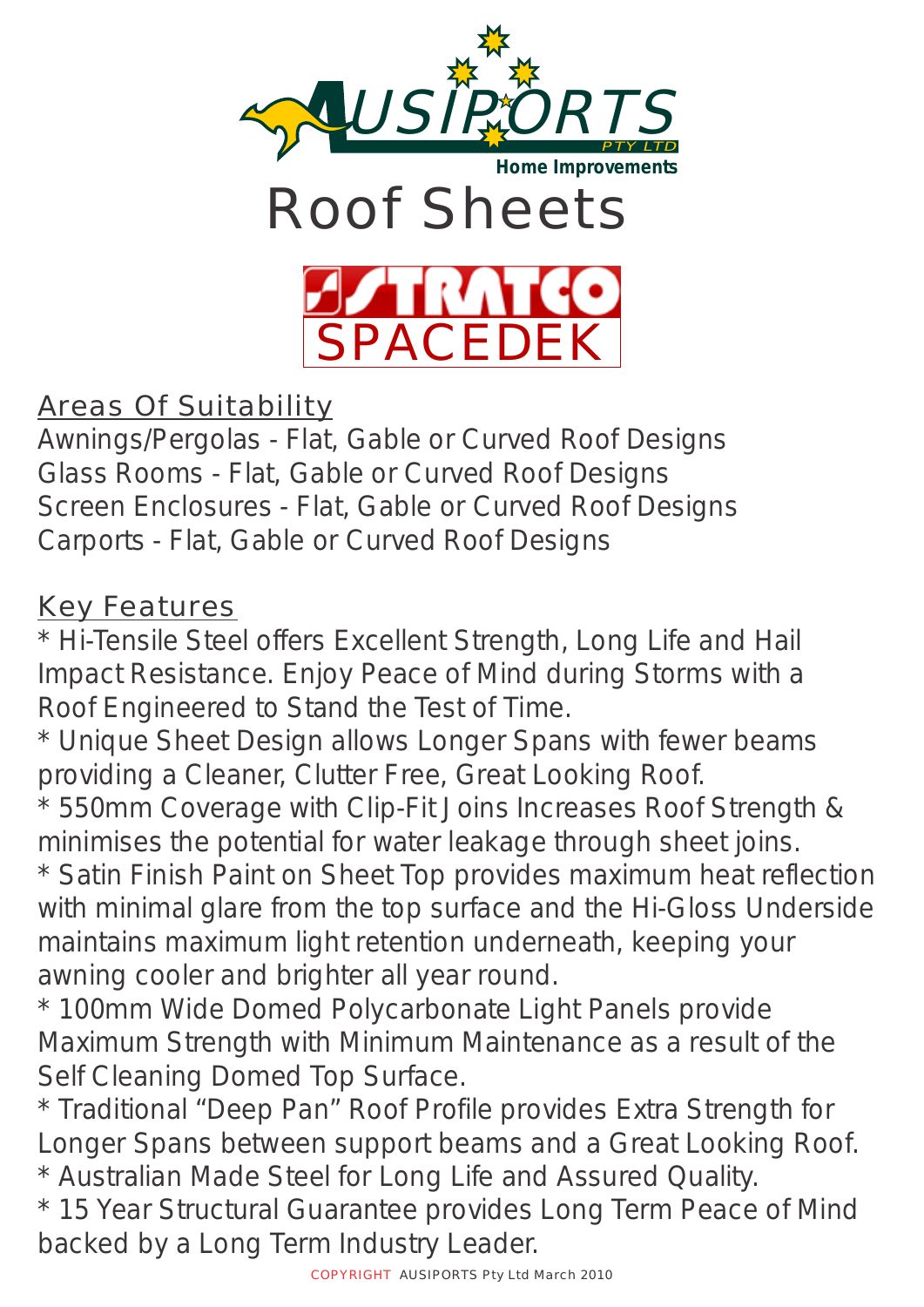AUSIPORTS PTY LTD

Home Improvements

# Roof Sheets

STRATCO

SPACEDEK

## Areas Of Suitability

Awnings/Pergolas - Flat, Gable or Curved Roof Designs
Glass Rooms - Flat, Gable or Curved Roof Designs
Screen Enclosures - Flat, Gable or Curved Roof Designs
Carports - Flat, Gable or Curved Roof Designs

## Key Features

* Hi-Tensile Steel offers Excellent Strength, Long Life and Hail Impact Resistance. Enjoy Peace of Mind during Storms with a Roof Engineered to Stand the Test of Time.
* Unique Sheet Design allows Longer Spans with fewer beams providing a Cleaner, Clutter Free, Great Looking Roof.
* 550mm Coverage with Clip-Fit Joins Increases Roof Strength & minimises the potential for water leakage through sheet joins.
* Satin Finish Paint on Sheet Top provides maximum heat reflection with minimal glare from the top surface and the Hi-Gloss Underside maintains maximum light retention underneath, keeping your awning cooler and brighter all year round.
* 100mm Wide Domed Polycarbonate Light Panels provide Maximum Strength with Minimum Maintenance as a result of the Self Cleaning Domed Top Surface.
* Traditional "Deep Pan" Roof Profile provides Extra Strength for Longer Spans between support beams and a Great Looking Roof.
* Australian Made Steel for Long Life and Assured Quality.
* 15 Year Structural Guarantee provides Long Term Peace of Mind backed by a Long Term Industry Leader.

COPYRIGHT AUSIPORTS Pty Ltd March 2010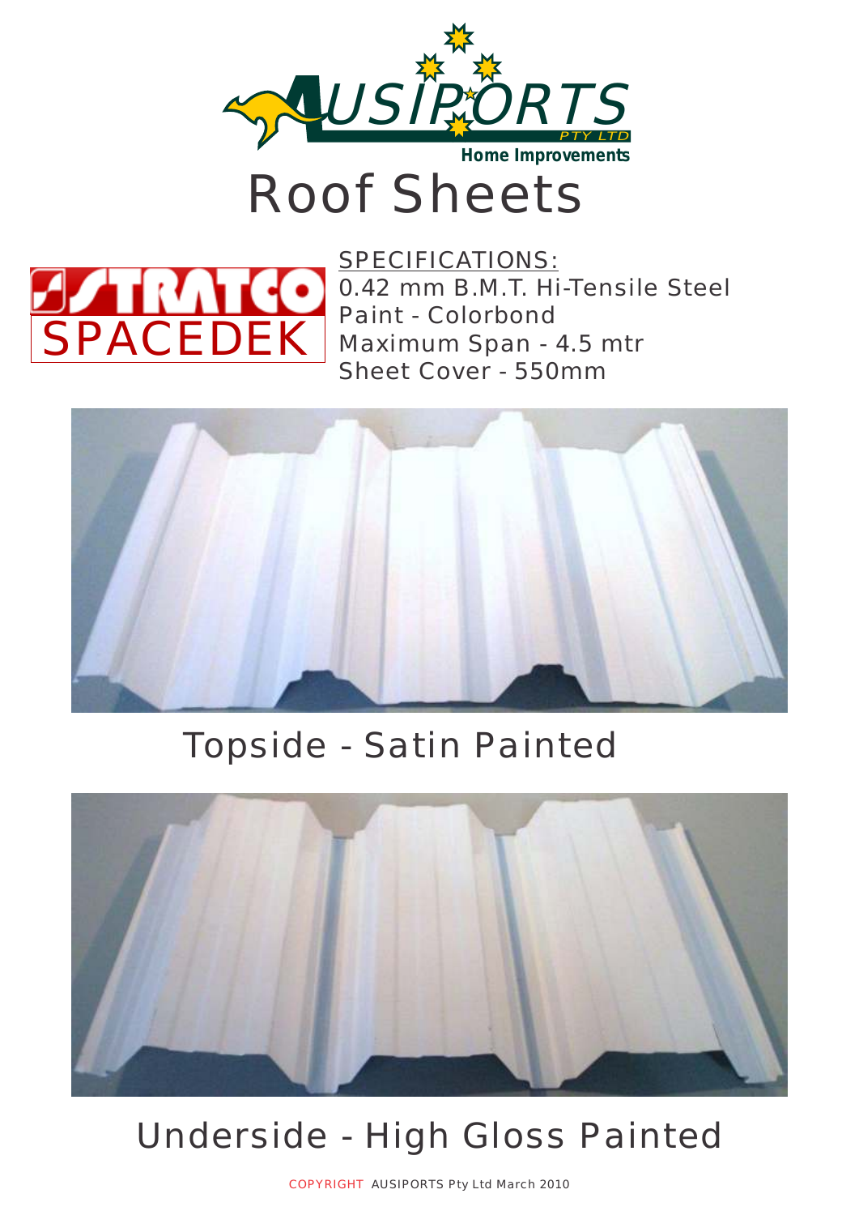AUSIPORTS PTY LTD

Home Improvements

# Roof Sheets

STRATCO

SPACEDEK

SPECIFICATIONS:

0.42 mm B.M.T. Hi-Tensile Steel

Paint - Colorbond

Maximum Span - 4.5 mtr

Sheet Cover - 550mm

## Topside - Satin Painted

## Underside - High Gloss Painted

COPYRIGHT AUSIPORTS Pty Ltd March 2010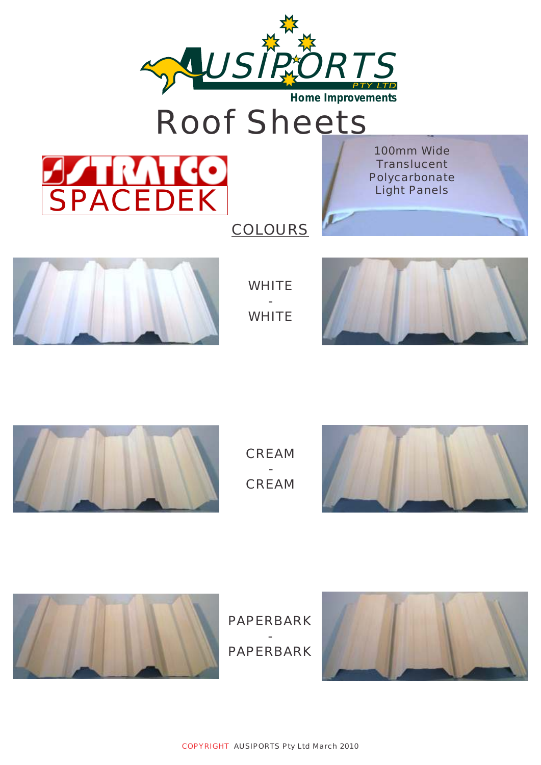AUSIPORTS PTY LTD

Home Improvements

# Roof Sheets

STRATCO

## SPACEDEK

100mm Wide Translucent Polycarbonate Light Panels

COLOURS

WHITE
-
WHITE

CREAM
-
CREAM

PAPERBARK
-
PAPERBARK

COPYRIGHT AUSIPORTS Pty Ltd March 2010